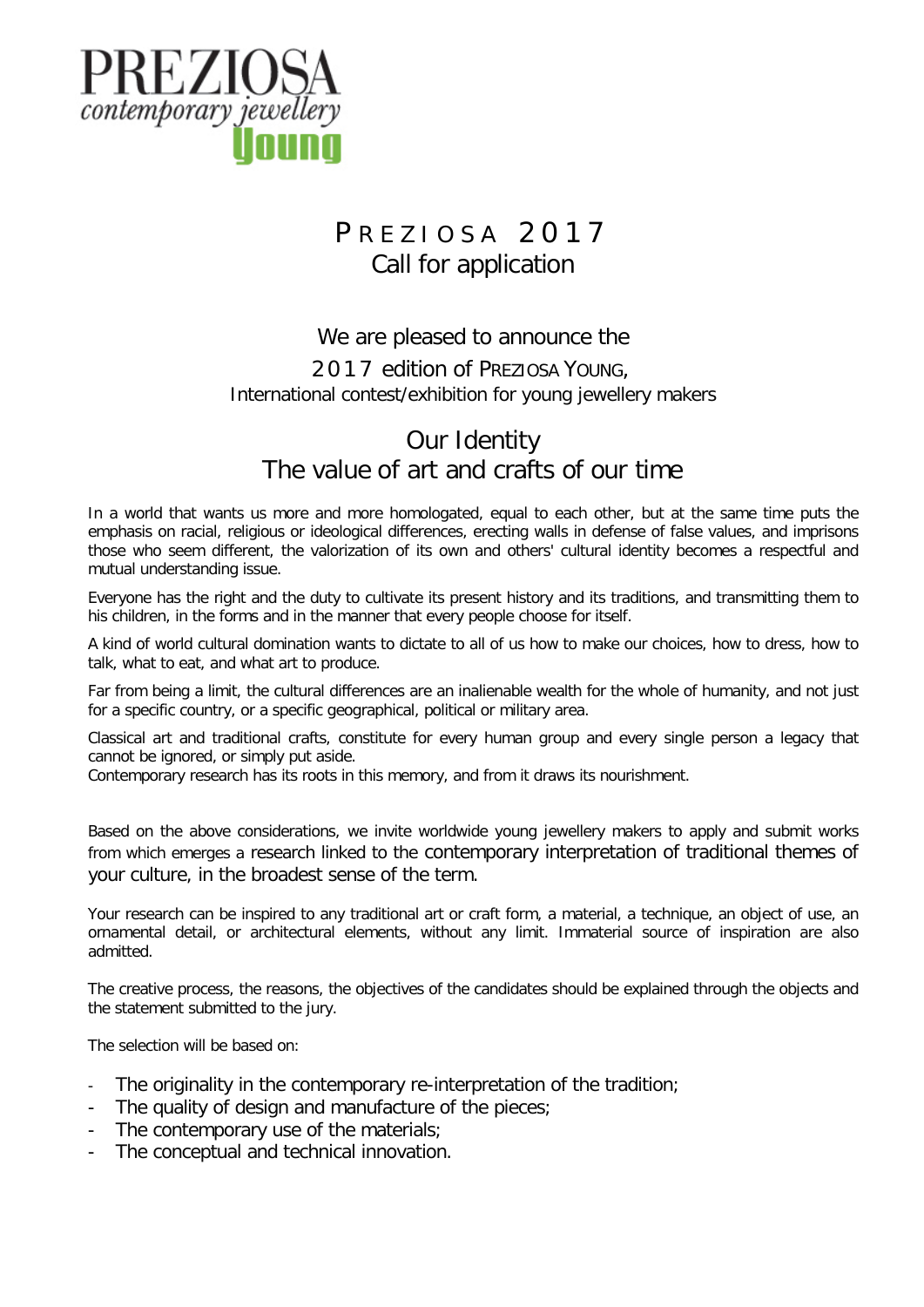PREZIOSA
*contemporary jewellery*
Young

# PREZIOSA 2017
## Call for application

We are pleased to announce the

2017 edition of PREZIOSA YOUNG,

International contest/exhibition for young jewellery makers

## Our Identity
## The value of art and crafts of our time

In a world that wants us more and more homologated, equal to each other, but at the same time puts the emphasis on racial, religious or ideological differences, erecting walls in defense of false values, and imprisons those who seem different, the valorization of its own and others' cultural identity becomes a respectful and mutual understanding issue.

Everyone has the right and the duty to cultivate its present history and its traditions, and transmitting them to his children, in the forms and in the manner that every people choose for itself.

A kind of world cultural domination wants to dictate to all of us how to make our choices, how to dress, how to talk, what to eat, and what art to produce.

Far from being a limit, the cultural differences are an inalienable wealth for the whole of humanity, and not just for a specific country, or a specific geographical, political or military area.

Classical art and traditional crafts, constitute for every human group and every single person a legacy that cannot be ignored, or simply put aside.
Contemporary research has its roots in this memory, and from it draws its nourishment.

Based on the above considerations, we invite worldwide young jewellery makers to apply and submit works from which emerges a research linked to the contemporary interpretation of traditional themes of your culture, in the broadest sense of the term.

Your research can be inspired to any traditional art or craft form, a material, a technique, an object of use, an ornamental detail, or architectural elements, without any limit. Immaterial source of inspiration are also admitted.

The creative process, the reasons, the objectives of the candidates should be explained through the objects and the statement submitted to the jury.

The selection will be based on:

- The originality in the contemporary re-interpretation of the tradition;
- The quality of design and manufacture of the pieces;
- The contemporary use of the materials;
- The conceptual and technical innovation.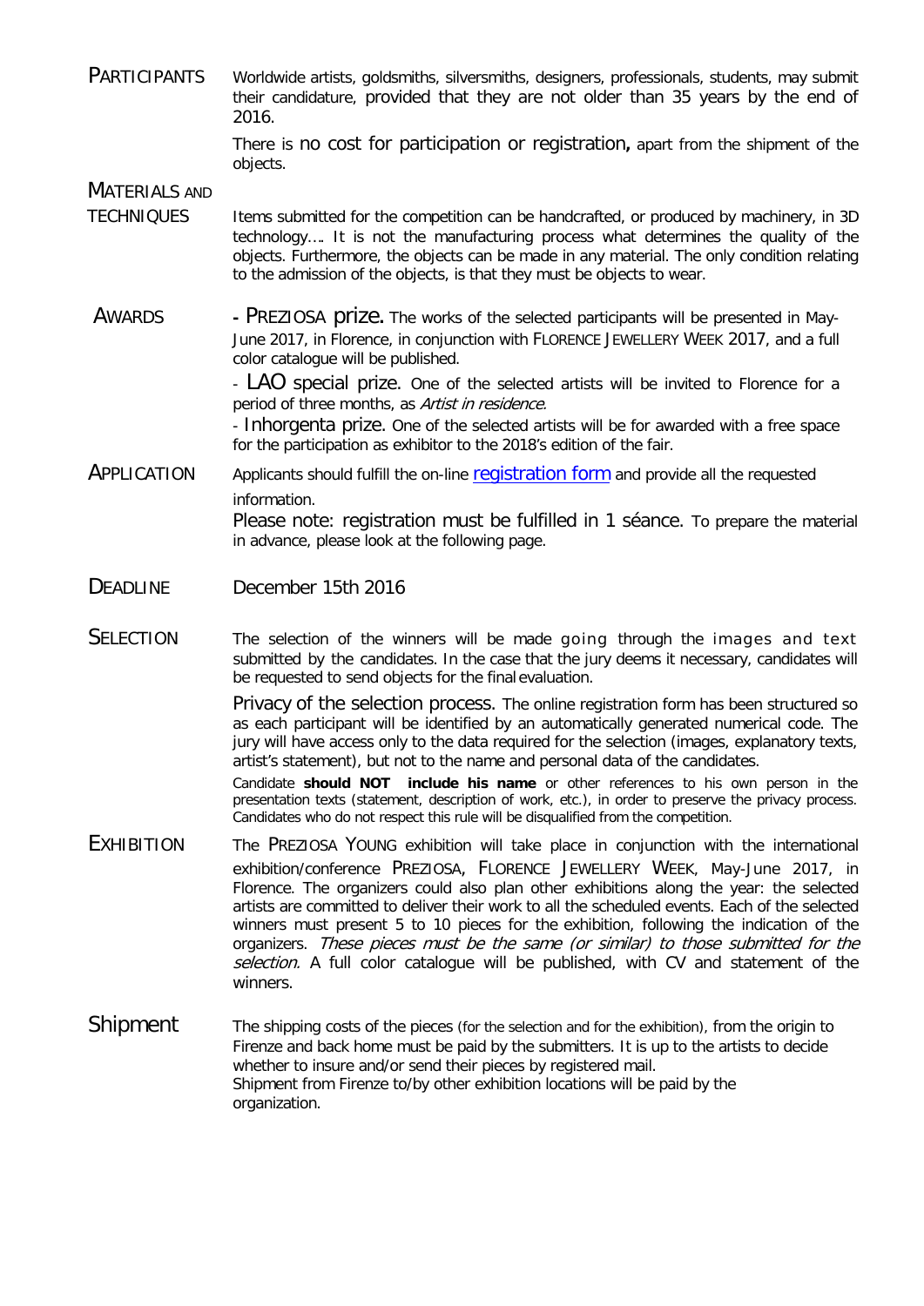**PARTICIPANTS**

Worldwide artists, goldsmiths, silversmiths, designers, professionals, students, may submit their candidature, provided that they are not older than 35 years by the end of 2016.

There is no cost for participation or registration, apart from the shipment of the objects.

**MATERIALS AND TECHNIQUES**

Items submitted for the competition can be handcrafted, or produced by machinery, in 3D technology…. It is not the manufacturing process what determines the quality of the objects. Furthermore, the objects can be made in any material. The only condition relating to the admission of the objects, is that they must be objects to wear.

**AWARDS**

- PREZIOSA prize. The works of the selected participants will be presented in May-June 2017, in Florence, in conjunction with FLORENCE JEWELLERY WEEK 2017, and a full color catalogue will be published.
- LAO special prize. One of the selected artists will be invited to Florence for a period of three months, as *Artist in residence*.
- Inhorgenta prize. One of the selected artists will be for awarded with a free space for the participation as exhibitor to the 2018's edition of the fair.

**APPLICATION**

Applicants should fulfill the on-line registration form and provide all the requested information.

Please note: registration must be fulfilled in 1 séance. To prepare the material in advance, please look at the following page.

**DEADLINE**

December 15th 2016

**SELECTION**

The selection of the winners will be made going through the images and text submitted by the candidates. In the case that the jury deems it necessary, candidates will be requested to send objects for the final evaluation.

Privacy of the selection process. The online registration form has been structured so as each participant will be identified by an automatically generated numerical code. The jury will have access only to the data required for the selection (images, explanatory texts, artist's statement), but not to the name and personal data of the candidates.

Candidate **should NOT include his name** or other references to his own person in the presentation texts (statement, description of work, etc.), in order to preserve the privacy process. Candidates who do not respect this rule will be disqualified from the competition.

**EXHIBITION**

The PREZIOSA YOUNG exhibition will take place in conjunction with the international exhibition/conference PREZIOSA, FLORENCE JEWELLERY WEEK, May-June 2017, in Florence. The organizers could also plan other exhibitions along the year: the selected artists are committed to deliver their work to all the scheduled events. Each of the selected winners must present 5 to 10 pieces for the exhibition, following the indication of the organizers. *These pieces must be the same (or similar) to those submitted for the selection.* A full color catalogue will be published, with CV and statement of the winners.

**Shipment**

The shipping costs of the pieces (for the selection and for the exhibition), from the origin to Firenze and back home must be paid by the submitters. It is up to the artists to decide whether to insure and/or send their pieces by registered mail.
Shipment from Firenze to/by other exhibition locations will be paid by the organization.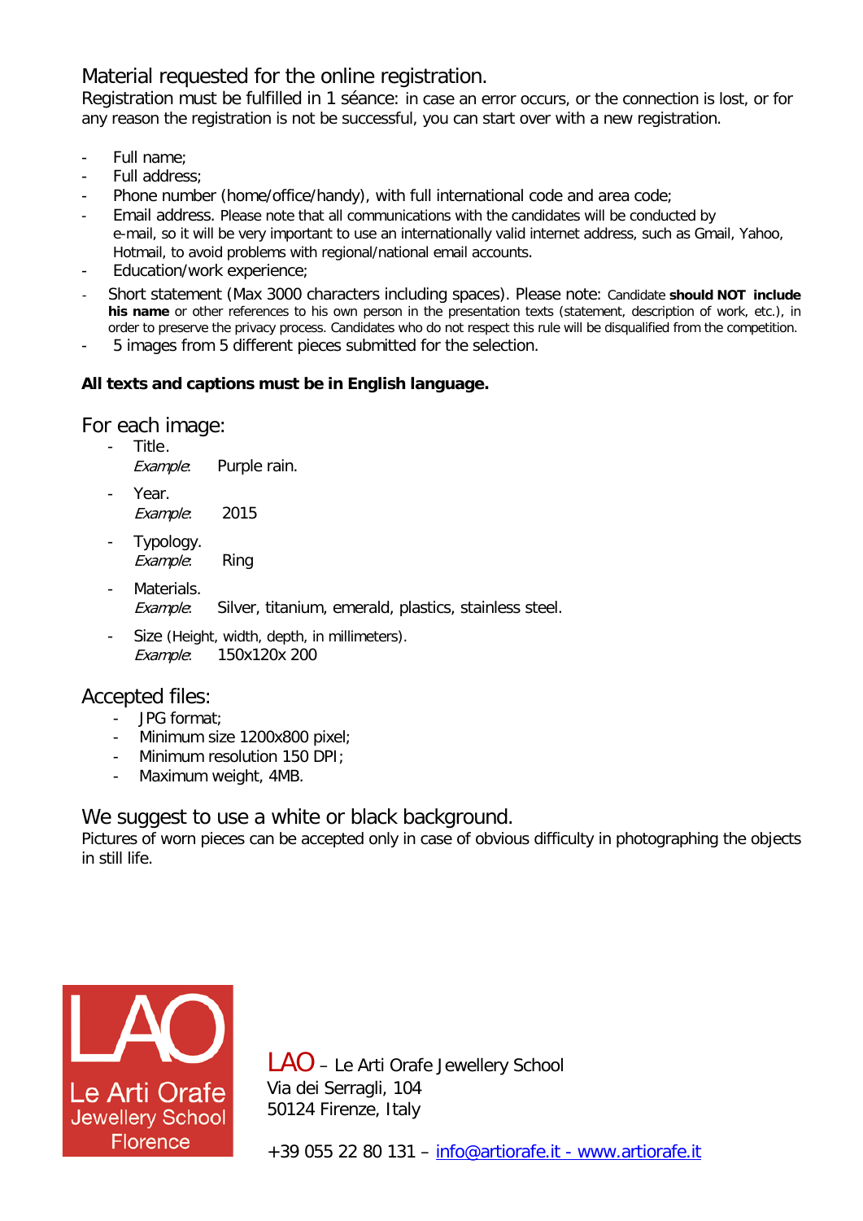## Material requested for the online registration.

Registration must be fulfilled in 1 séance: in case an error occurs, or the connection is lost, or for any reason the registration is not be successful, you can start over with a new registration.

- Full name;
- Full address;
- Phone number (home/office/handy), with full international code and area code;
- Email address. Please note that all communications with the candidates will be conducted by e-mail, so it will be very important to use an internationally valid internet address, such as Gmail, Yahoo, Hotmail, to avoid problems with regional/national email accounts.
- Education/work experience;
- Short statement (Max 3000 characters including spaces). Please note: Candidate **should NOT include his name** or other references to his own person in the presentation texts (statement, description of work, etc.), in order to preserve the privacy process. Candidates who do not respect this rule will be disqualified from the competition.
- 5 images from 5 different pieces submitted for the selection.

**All texts and captions must be in English language.**

## For each image:

- Title.
  *Example*: Purple rain.
- Year.
  *Example*: 2015
- Typology.
  *Example*: Ring
- Materials.
  *Example*: Silver, titanium, emerald, plastics, stainless steel.
- Size (Height, width, depth, in millimeters).
  *Example*: 150x120x 200

## Accepted files:

- JPG format;
- Minimum size 1200x800 pixel;
- Minimum resolution 150 DPI;
- Maximum weight, 4MB.

## We suggest to use a white or black background.

Pictures of worn pieces can be accepted only in case of obvious difficulty in photographing the objects in still life.

LAO
Le Arti Orafe
Jewellery School
Florence

LAO – Le Arti Orafe Jewellery School
Via dei Serragli, 104
50124 Firenze, Italy

+39 055 22 80 131 – info@artiorafe.it - www.artiorafe.it